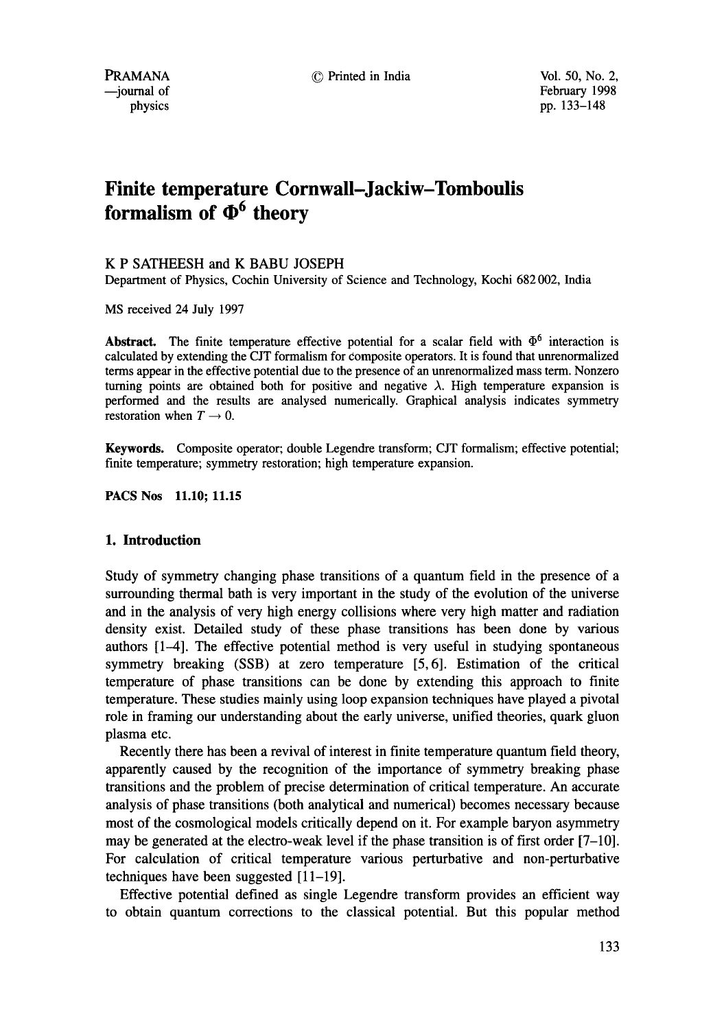# Finite temperature Cornwall–Jackiw–Tomboulis formalism of $\Phi^6$ theory

K P SATHEESH and K BABU JOSEPH

Department of Physics, Cochin University of Science and Technology, Kochi 682 002, India

MS received 24 July 1997

**Abstract.** The finite temperature effective potential for a scalar field with $\Phi^6$ interaction is calculated by extending the CJT formalism for composite operators. It is found that unrenormalized terms appear in the effective potential due to the presence of an unrenormalized mass term. Nonzero turning points are obtained both for positive and negative $\lambda$. High temperature expansion is performed and the results are analysed numerically. Graphical analysis indicates symmetry restoration when $T \to 0$.

**Keywords.** Composite operator; double Legendre transform; CJT formalism; effective potential; finite temperature; symmetry restoration; high temperature expansion.

**PACS Nos 11.10; 11.15**

## 1. Introduction

Study of symmetry changing phase transitions of a quantum field in the presence of a surrounding thermal bath is very important in the study of the evolution of the universe and in the analysis of very high energy collisions where very high matter and radiation density exist. Detailed study of these phase transitions has been done by various authors [1–4]. The effective potential method is very useful in studying spontaneous symmetry breaking (SSB) at zero temperature [5, 6]. Estimation of the critical temperature of phase transitions can be done by extending this approach to finite temperature. These studies mainly using loop expansion techniques have played a pivotal role in framing our understanding about the early universe, unified theories, quark gluon plasma etc.

Recently there has been a revival of interest in finite temperature quantum field theory, apparently caused by the recognition of the importance of symmetry breaking phase transitions and the problem of precise determination of critical temperature. An accurate analysis of phase transitions (both analytical and numerical) becomes necessary because most of the cosmological models critically depend on it. For example baryon asymmetry may be generated at the electro-weak level if the phase transition is of first order [7–10]. For calculation of critical temperature various perturbative and non-perturbative techniques have been suggested [11–19].

Effective potential defined as single Legendre transform provides an efficient way to obtain quantum corrections to the classical potential. But this popular method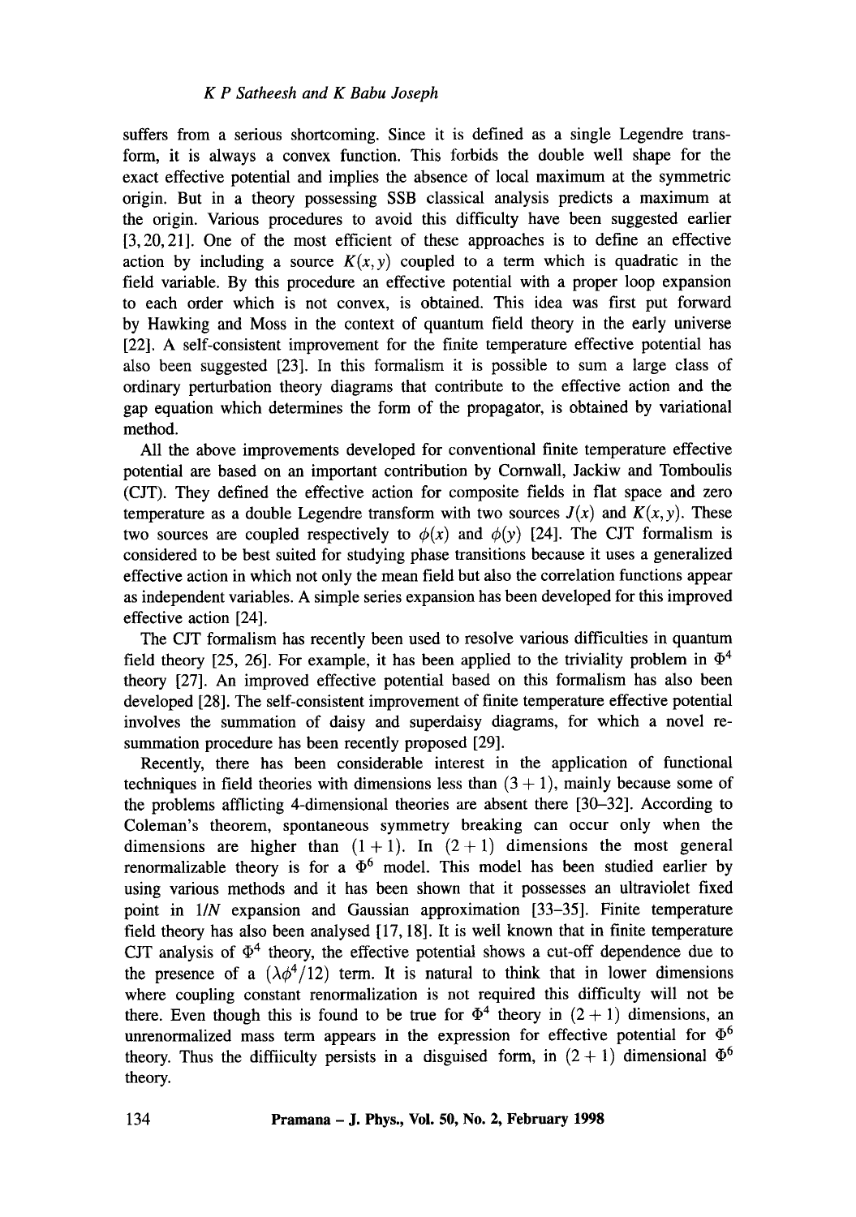suffers from a serious shortcoming. Since it is defined as a single Legendre transform, it is always a convex function. This forbids the double well shape for the exact effective potential and implies the absence of local maximum at the symmetric origin. But in a theory possessing SSB classical analysis predicts a maximum at the origin. Various procedures to avoid this difficulty have been suggested earlier [3, 20, 21]. One of the most efficient of these approaches is to define an effective action by including a source $K(x, y)$ coupled to a term which is quadratic in the field variable. By this procedure an effective potential with a proper loop expansion to each order which is not convex, is obtained. This idea was first put forward by Hawking and Moss in the context of quantum field theory in the early universe [22]. A self-consistent improvement for the finite temperature effective potential has also been suggested [23]. In this formalism it is possible to sum a large class of ordinary perturbation theory diagrams that contribute to the effective action and the gap equation which determines the form of the propagator, is obtained by variational method.

All the above improvements developed for conventional finite temperature effective potential are based on an important contribution by Cornwall, Jackiw and Tomboulis (CJT). They defined the effective action for composite fields in flat space and zero temperature as a double Legendre transform with two sources $J(x)$ and $K(x, y)$. These two sources are coupled respectively to $\phi(x)$ and $\phi(y)$ [24]. The CJT formalism is considered to be best suited for studying phase transitions because it uses a generalized effective action in which not only the mean field but also the correlation functions appear as independent variables. A simple series expansion has been developed for this improved effective action [24].

The CJT formalism has recently been used to resolve various difficulties in quantum field theory [25, 26]. For example, it has been applied to the triviality problem in $\Phi^4$ theory [27]. An improved effective potential based on this formalism has also been developed [28]. The self-consistent improvement of finite temperature effective potential involves the summation of daisy and superdaisy diagrams, for which a novel resummation procedure has been recently proposed [29].

Recently, there has been considerable interest in the application of functional techniques in field theories with dimensions less than $(3 + 1)$, mainly because some of the problems afflicting 4-dimensional theories are absent there [30–32]. According to Coleman's theorem, spontaneous symmetry breaking can occur only when the dimensions are higher than $(1 + 1)$. In $(2 + 1)$ dimensions the most general renormalizable theory is for a $\Phi^6$ model. This model has been studied earlier by using various methods and it has been shown that it possesses an ultraviolet fixed point in $1/N$ expansion and Gaussian approximation [33–35]. Finite temperature field theory has also been analysed [17, 18]. It is well known that in finite temperature CJT analysis of $\Phi^4$ theory, the effective potential shows a cut-off dependence due to the presence of a $(\lambda\phi^4/12)$ term. It is natural to think that in lower dimensions where coupling constant renormalization is not required this difficulty will not be there. Even though this is found to be true for $\Phi^4$ theory in $(2 + 1)$ dimensions, an unrenormalized mass term appears in the expression for effective potential for $\Phi^6$ theory. Thus the diffiiculty persists in a disguised form, in $(2 + 1)$ dimensional $\Phi^6$ theory.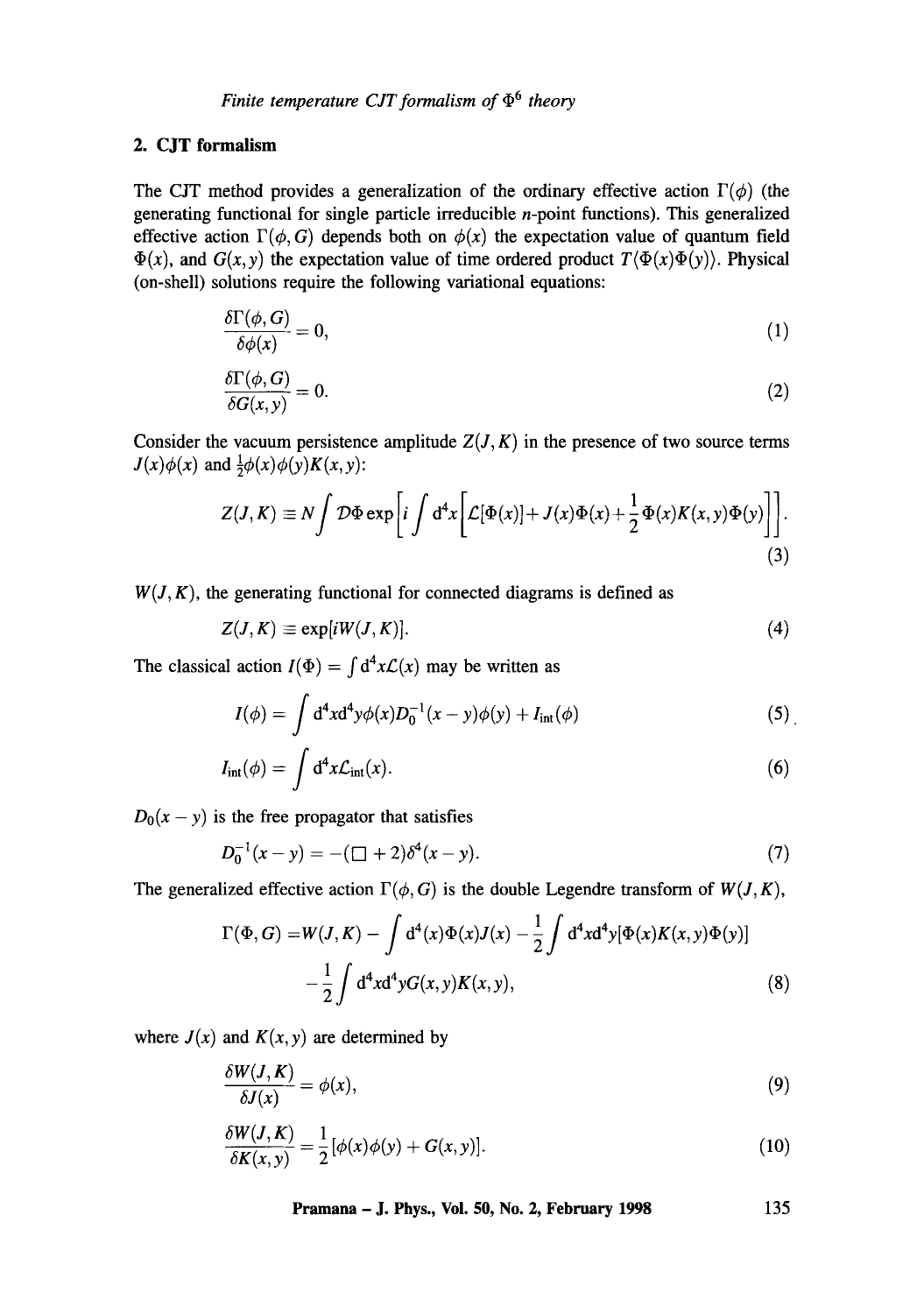## 2. CJT formalism

The CJT method provides a generalization of the ordinary effective action $\Gamma(\phi)$ (the generating functional for single particle irreducible $n$-point functions). This generalized effective action $\Gamma(\phi, G)$ depends both on $\phi(x)$ the expectation value of quantum field $\Phi(x)$, and $G(x,y)$ the expectation value of time ordered product $T\langle\Phi(x)\Phi(y)\rangle$. Physical (on-shell) solutions require the following variational equations:

$$\frac{\delta\Gamma(\phi, G)}{\delta\phi(x)} = 0, \tag{1}$$

$$\frac{\delta\Gamma(\phi, G)}{\delta G(x,y)} = 0. \tag{2}$$

Consider the vacuum persistence amplitude $Z(J,K)$ in the presence of two source terms $J(x)\phi(x)$ and $\frac{1}{2}\phi(x)\phi(y)K(x,y)$:

$$Z(J,K) \equiv N\int \mathcal{D}\Phi \exp\left[i\int \mathrm{d}^4x\left[\mathcal{L}[\Phi(x)] + J(x)\Phi(x) + \frac{1}{2}\Phi(x)K(x,y)\Phi(y)\right]\right]. \tag{3}$$

$W(J,K)$, the generating functional for connected diagrams is defined as

$$Z(J,K) \equiv \exp[iW(J,K)]. \tag{4}$$

The classical action $I(\Phi) = \int \mathrm{d}^4x\mathcal{L}(x)$ may be written as

$$I(\phi) = \int \mathrm{d}^4x\mathrm{d}^4y\phi(x)D_0^{-1}(x-y)\phi(y) + I_{\text{int}}(\phi) \tag{5}$$

$$I_{\text{int}}(\phi) = \int \mathrm{d}^4x\mathcal{L}_{\text{int}}(x). \tag{6}$$

$D_0(x-y)$ is the free propagator that satisfies

$$D_0^{-1}(x-y) = -(\Box + 2)\delta^4(x-y). \tag{7}$$

The generalized effective action $\Gamma(\phi, G)$ is the double Legendre transform of $W(J,K)$,

$$\begin{aligned}\Gamma(\Phi, G) =& W(J,K) - \int \mathrm{d}^4(x)\Phi(x)J(x) - \frac{1}{2}\int \mathrm{d}^4x\mathrm{d}^4y[\Phi(x)K(x,y)\Phi(y)] \\ &- \frac{1}{2}\int \mathrm{d}^4x\mathrm{d}^4yG(x,y)K(x,y),\end{aligned} \tag{8}$$

where $J(x)$ and $K(x,y)$ are determined by

$$\frac{\delta W(J,K)}{\delta J(x)} = \phi(x), \tag{9}$$

$$\frac{\delta W(J,K)}{\delta K(x,y)} = \frac{1}{2}[\phi(x)\phi(y) + G(x,y)]. \tag{10}$$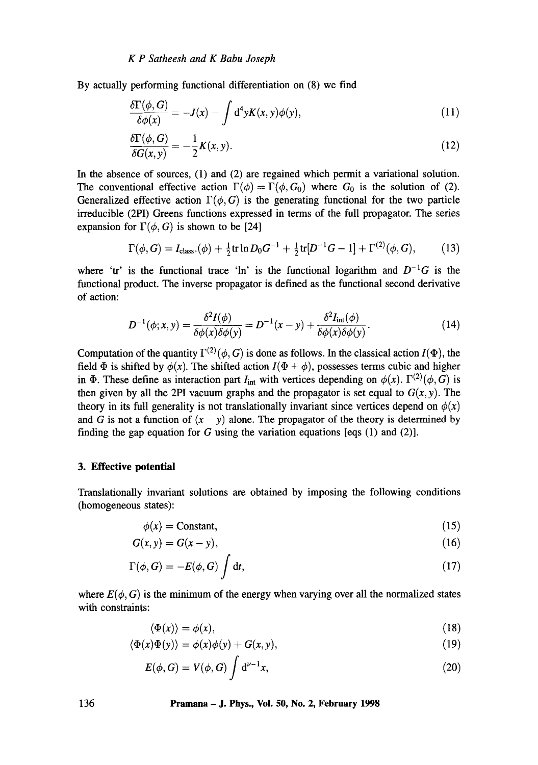By actually performing functional differentiation on (8) we find

$$\frac{\delta\Gamma(\phi, G)}{\delta\phi(x)} = -J(x) - \int \mathrm{d}^4 y K(x,y)\phi(y), \tag{11}$$

$$\frac{\delta\Gamma(\phi, G)}{\delta G(x,y)} = -\frac{1}{2}K(x,y). \tag{12}$$

In the absence of sources, (1) and (2) are regained which permit a variational solution. The conventional effective action $\Gamma(\phi) = \Gamma(\phi, G_0)$ where $G_0$ is the solution of (2). Generalized effective action $\Gamma(\phi, G)$ is the generating functional for the two particle irreducible (2PI) Greens functions expressed in terms of the full propagator. The series expansion for $\Gamma(\phi, G)$ is shown to be [24]

$$\Gamma(\phi, G) = I_{\text{class.}}(\phi) + \tfrac{1}{2}\mathrm{tr}\ln D_0 G^{-1} + \tfrac{1}{2}\mathrm{tr}[D^{-1}G - 1] + \Gamma^{(2)}(\phi, G), \tag{13}$$

where 'tr' is the functional trace 'ln' is the functional logarithm and $D^{-1}G$ is the functional product. The inverse propagator is defined as the functional second derivative of action:

$$D^{-1}(\phi; x, y) = \frac{\delta^2 I(\phi)}{\delta\phi(x)\delta\phi(y)} = D^{-1}(x-y) + \frac{\delta^2 I_{\text{int}}(\phi)}{\delta\phi(x)\delta\phi(y)}. \tag{14}$$

Computation of the quantity $\Gamma^{(2)}(\phi, G)$ is done as follows. In the classical action $I(\Phi)$, the field $\Phi$ is shifted by $\phi(x)$. The shifted action $I(\Phi + \phi)$, possesses terms cubic and higher in $\Phi$. These define as interaction part $I_{\text{int}}$ with vertices depending on $\phi(x)$. $\Gamma^{(2)}(\phi, G)$ is then given by all the 2PI vacuum graphs and the propagator is set equal to $G(x,y)$. The theory in its full generality is not translationally invariant since vertices depend on $\phi(x)$ and $G$ is not a function of $(x-y)$ alone. The propagator of the theory is determined by finding the gap equation for $G$ using the variation equations [eqs (1) and (2)].

### 3. Effective potential

Translationally invariant solutions are obtained by imposing the following conditions (homogeneous states):

$$\phi(x) = \text{Constant}, \tag{15}$$

$$G(x,y) = G(x-y), \tag{16}$$

$$\Gamma(\phi, G) = -E(\phi, G)\int \mathrm{d}t, \tag{17}$$

where $E(\phi, G)$ is the minimum of the energy when varying over all the normalized states with constraints:

$$\langle\Phi(x)\rangle = \phi(x), \tag{18}$$

$$\langle\Phi(x)\Phi(y)\rangle = \phi(x)\phi(y) + G(x,y), \tag{19}$$

$$E(\phi, G) = V(\phi, G)\int \mathrm{d}^{\nu-1}x, \tag{20}$$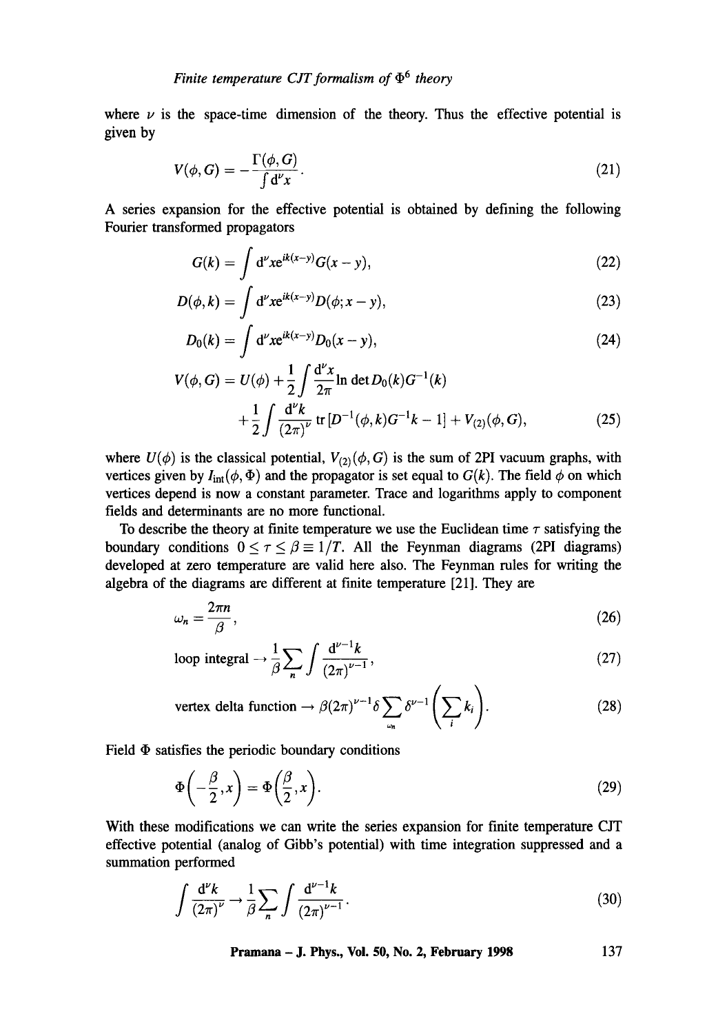where $\nu$ is the space-time dimension of the theory. Thus the effective potential is given by

$$V(\phi, G) = -\frac{\Gamma(\phi, G)}{\int d^{\nu}x}. \tag{21}$$

A series expansion for the effective potential is obtained by defining the following Fourier transformed propagators

$$G(k) = \int d^{\nu}x e^{ik(x-y)} G(x-y), \tag{22}$$

$$D(\phi, k) = \int d^{\nu}x e^{ik(x-y)} D(\phi; x-y), \tag{23}$$

$$D_0(k) = \int d^{\nu}x e^{ik(x-y)} D_0(x-y), \tag{24}$$

$$V(\phi, G) = U(\phi) + \frac{1}{2}\int \frac{d^{\nu}x}{2\pi} \ln \det D_0(k) G^{-1}(k)$$
$$+ \frac{1}{2}\int \frac{d^{\nu}k}{(2\pi)^{\nu}} \operatorname{tr}\left[D^{-1}(\phi, k) G^{-1} k - 1\right] + V_{(2)}(\phi, G), \tag{25}$$

where $U(\phi)$ is the classical potential, $V_{(2)}(\phi, G)$ is the sum of 2PI vacuum graphs, with vertices given by $I_{\text{int}}(\phi, \Phi)$ and the propagator is set equal to $G(k)$. The field $\phi$ on which vertices depend is now a constant parameter. Trace and logarithms apply to component fields and determinants are no more functional.

To describe the theory at finite temperature we use the Euclidean time $\tau$ satisfying the boundary conditions $0 \leq \tau \leq \beta \equiv 1/T$. All the Feynman diagrams (2PI diagrams) developed at zero temperature are valid here also. The Feynman rules for writing the algebra of the diagrams are different at finite temperature [21]. They are

$$\omega_n = \frac{2\pi n}{\beta}, \tag{26}$$

$$\text{loop integral} \rightarrow \frac{1}{\beta}\sum_n \int \frac{d^{\nu-1}k}{(2\pi)^{\nu-1}}, \tag{27}$$

$$\text{vertex delta function} \rightarrow \beta(2\pi)^{\nu-1}\delta \sum_{\omega_n} \delta^{\nu-1}\left(\sum_i k_i\right). \tag{28}$$

Field $\Phi$ satisfies the periodic boundary conditions

$$\Phi\left(-\frac{\beta}{2}, x\right) = \Phi\left(\frac{\beta}{2}, x\right). \tag{29}$$

With these modifications we can write the series expansion for finite temperature CJT effective potential (analog of Gibb's potential) with time integration suppressed and a summation performed

$$\int \frac{d^{\nu}k}{(2\pi)^{\nu}} \rightarrow \frac{1}{\beta}\sum_n \int \frac{d^{\nu-1}k}{(2\pi)^{\nu-1}}. \tag{30}$$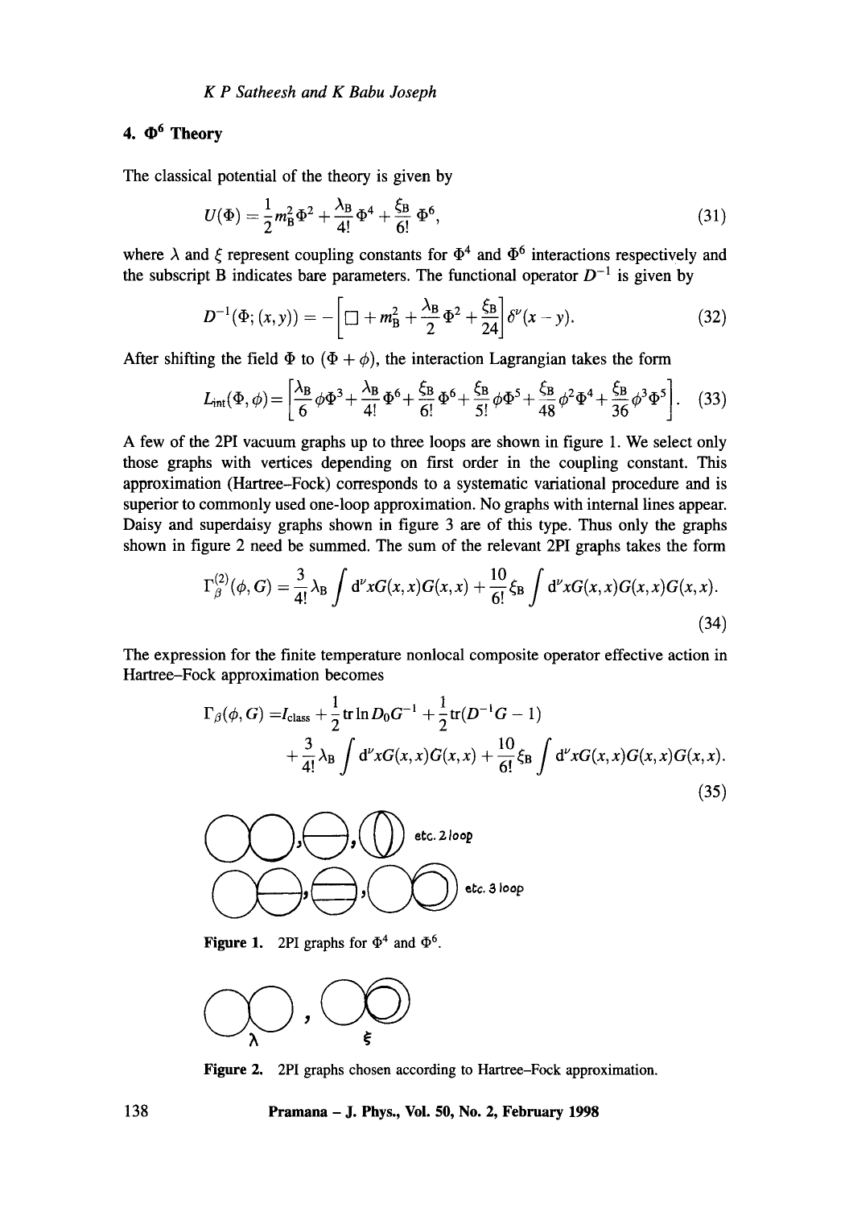## 4. $\Phi^6$ Theory

The classical potential of the theory is given by

$$U(\Phi) = \frac{1}{2}m_B^2\Phi^2 + \frac{\lambda_B}{4!}\Phi^4 + \frac{\xi_B}{6!}\Phi^6, \tag{31}$$

where $\lambda$ and $\xi$ represent coupling constants for $\Phi^4$ and $\Phi^6$ interactions respectively and the subscript B indicates bare parameters. The functional operator $D^{-1}$ is given by

$$D^{-1}(\Phi; (x,y)) = -\left[\Box + m_B^2 + \frac{\lambda_B}{2}\Phi^2 + \frac{\xi_B}{24}\right]\delta^\nu(x-y). \tag{32}$$

After shifting the field $\Phi$ to $(\Phi + \phi)$, the interaction Lagrangian takes the form

$$L_{\text{int}}(\Phi,\phi) = \left[\frac{\lambda_B}{6}\phi\Phi^3 + \frac{\lambda_B}{4!}\Phi^4 + \frac{\xi_B}{6!}\Phi^6 + \frac{\xi_B}{5!}\phi\Phi^5 + \frac{\xi_B}{48}\phi^2\Phi^4 + \frac{\xi_B}{36}\phi^3\Phi^5\right]. \tag{33}$$

A few of the 2PI vacuum graphs up to three loops are shown in figure 1. We select only those graphs with vertices depending on first order in the coupling constant. This approximation (Hartree–Fock) corresponds to a systematic variational procedure and is superior to commonly used one-loop approximation. No graphs with internal lines appear. Daisy and superdaisy graphs shown in figure 3 are of this type. Thus only the graphs shown in figure 2 need be summed. The sum of the relevant 2PI graphs takes the form

$$\Gamma_\beta^{(2)}(\phi, G) = \frac{3}{4!}\lambda_B\int d^\nu x G(x,x)G(x,x) + \frac{10}{6!}\xi_B\int d^\nu x G(x,x)G(x,x)G(x,x). \tag{34}$$

The expression for the finite temperature nonlocal composite operator effective action in Hartree–Fock approximation becomes

$$\begin{aligned}\Gamma_\beta(\phi, G) =& I_{\text{class}} + \frac{1}{2}\operatorname{tr}\ln D_0G^{-1} + \frac{1}{2}\operatorname{tr}(D^{-1}G - 1)\\ &+ \frac{3}{4!}\lambda_B\int d^\nu x G(x,x)G(x,x) + \frac{10}{6!}\xi_B\int d^\nu x G(x,x)G(x,x)G(x,x).\end{aligned} \tag{35}$$

etc. 2 loop

etc. 3 loop

**Figure 1.** 2PI graphs for $\Phi^4$ and $\Phi^6$.

$\lambda$ $\xi$

**Figure 2.** 2PI graphs chosen according to Hartree–Fock approximation.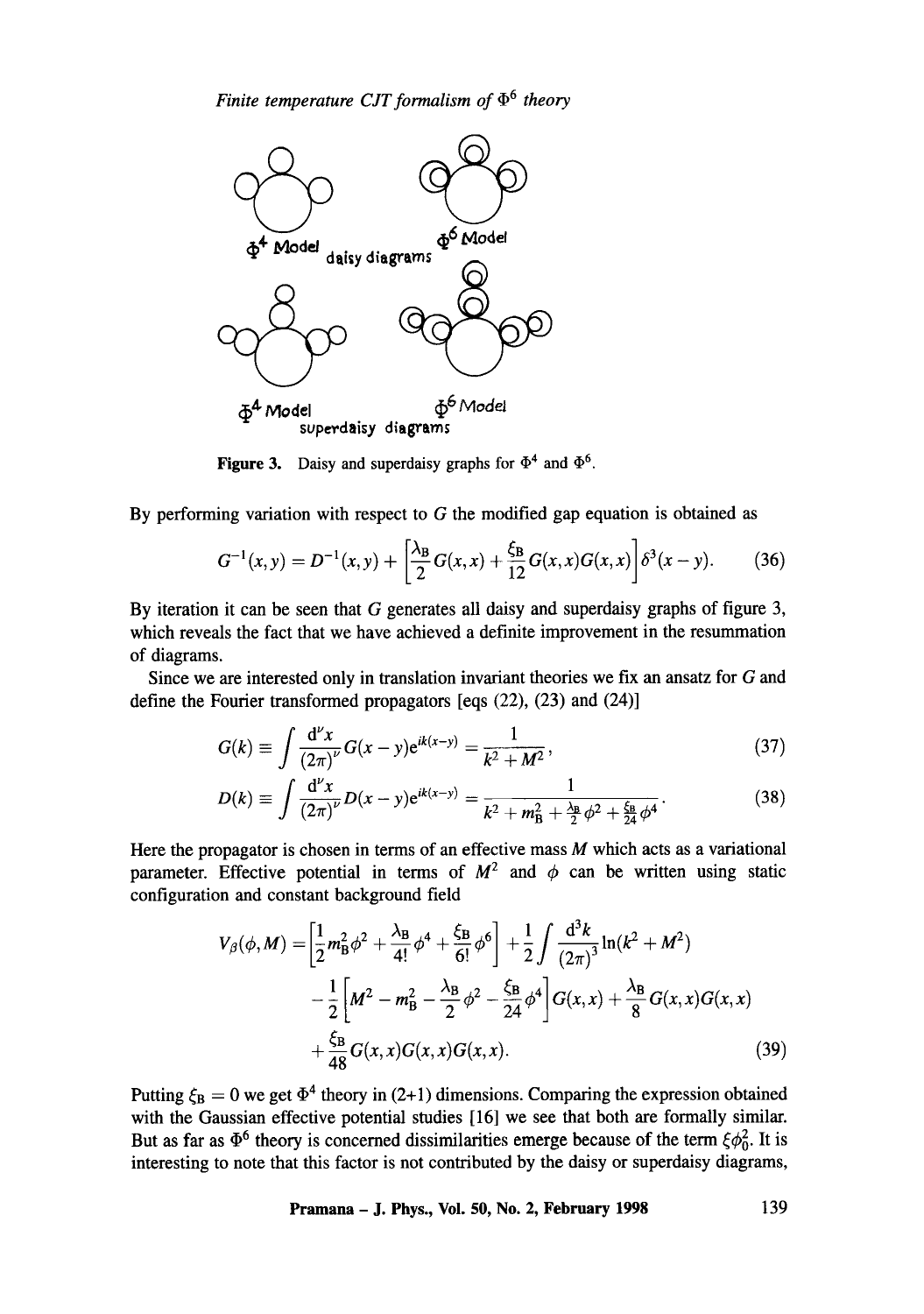Figure 3. Daisy and superdaisy graphs for $\Phi^4$ and $\Phi^6$.

By performing variation with respect to $G$ the modified gap equation is obtained as

$$G^{-1}(x,y) = D^{-1}(x,y) + \left[\frac{\lambda_B}{2}G(x,x) + \frac{\xi_B}{12}G(x,x)G(x,x)\right]\delta^3(x-y). \tag{36}$$

By iteration it can be seen that $G$ generates all daisy and superdaisy graphs of figure 3, which reveals the fact that we have achieved a definite improvement in the resummation of diagrams.

Since we are interested only in translation invariant theories we fix an ansatz for $G$ and define the Fourier transformed propagators [eqs (22), (23) and (24)]

$$G(k) \equiv \int \frac{d^\nu x}{(2\pi)^\nu} G(x-y) e^{ik(x-y)} = \frac{1}{k^2 + M^2}, \tag{37}$$

$$D(k) \equiv \int \frac{d^\nu x}{(2\pi)^\nu} D(x-y) e^{ik(x-y)} = \frac{1}{k^2 + m_B^2 + \frac{\lambda_B}{2}\phi^2 + \frac{\xi_B}{24}\phi^4}. \tag{38}$$

Here the propagator is chosen in terms of an effective mass $M$ which acts as a variational parameter. Effective potential in terms of $M^2$ and $\phi$ can be written using static configuration and constant background field

$$\begin{aligned} V_\beta(\phi, M) = & \left[\frac{1}{2}m_B^2\phi^2 + \frac{\lambda_B}{4!}\phi^4 + \frac{\xi_B}{6!}\phi^6\right] + \frac{1}{2}\int \frac{d^3k}{(2\pi)^3}\ln(k^2 + M^2) \\ & - \frac{1}{2}\left[M^2 - m_B^2 - \frac{\lambda_B}{2}\phi^2 - \frac{\xi_B}{24}\phi^4\right]G(x,x) + \frac{\lambda_B}{8}G(x,x)G(x,x) \\ & + \frac{\xi_B}{48}G(x,x)G(x,x)G(x,x). \end{aligned} \tag{39}$$

Putting $\xi_B = 0$ we get $\Phi^4$ theory in (2+1) dimensions. Comparing the expression obtained with the Gaussian effective potential studies [16] we see that both are formally similar. But as far as $\Phi^6$ theory is concerned dissimilarities emerge because of the term $\xi\phi_0^2$. It is interesting to note that this factor is not contributed by the daisy or superdaisy diagrams,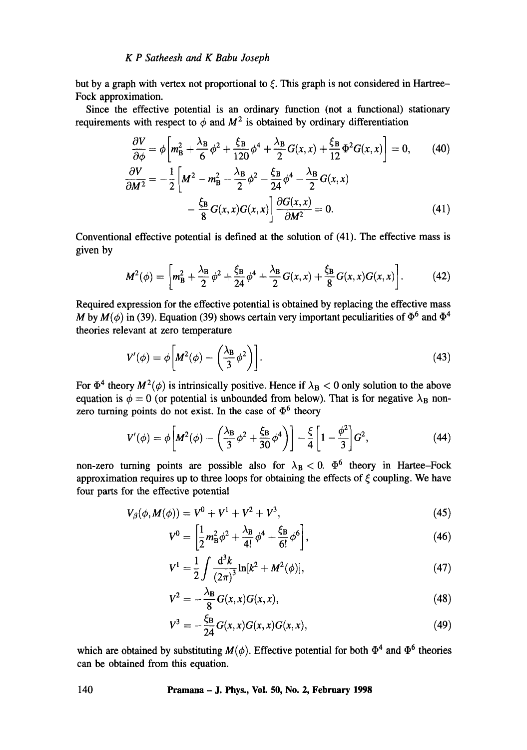but by a graph with vertex not proportional to $\xi$. This graph is not considered in Hartree–Fock approximation.

Since the effective potential is an ordinary function (not a functional) stationary requirements with respect to $\phi$ and $M^2$ is obtained by ordinary differentiation

$$\frac{\partial V}{\partial \phi} = \phi\left[m_{\mathrm{B}}^2 + \frac{\lambda_{\mathrm{B}}}{6}\phi^2 + \frac{\xi_{\mathrm{B}}}{120}\phi^4 + \frac{\lambda_{\mathrm{B}}}{2}G(x,x) + \frac{\xi_{\mathrm{B}}}{12}\Phi^2 G(x,x)\right] = 0, \tag{40}$$

$$\begin{aligned}\frac{\partial V}{\partial M^2} = -\frac{1}{2}\Big[M^2 - m_{\mathrm{B}}^2 - \frac{\lambda_{\mathrm{B}}}{2}\phi^2 - \frac{\xi_{\mathrm{B}}}{24}\phi^4 - \frac{\lambda_{\mathrm{B}}}{2}G(x,x) \\ - \frac{\xi_{\mathrm{B}}}{8}G(x,x)G(x,x)\Big]\frac{\partial G(x,x)}{\partial M^2} = 0.\end{aligned} \tag{41}$$

Conventional effective potential is defined at the solution of (41). The effective mass is given by

$$M^2(\phi) = \left[m_{\mathrm{B}}^2 + \frac{\lambda_{\mathrm{B}}}{2}\phi^2 + \frac{\xi_{\mathrm{B}}}{24}\phi^4 + \frac{\lambda_{\mathrm{B}}}{2}G(x,x) + \frac{\xi_{\mathrm{B}}}{8}G(x,x)G(x,x)\right]. \tag{42}$$

Required expression for the effective potential is obtained by replacing the effective mass $M$ by $M(\phi)$ in (39). Equation (39) shows certain very important peculiarities of $\Phi^6$ and $\Phi^4$ theories relevant at zero temperature

$$V'(\phi) = \phi\left[M^2(\phi) - \left(\frac{\lambda_{\mathrm{B}}}{3}\phi^2\right)\right]. \tag{43}$$

For $\Phi^4$ theory $M^2(\phi)$ is intrinsically positive. Hence if $\lambda_{\mathrm{B}} < 0$ only solution to the above equation is $\phi = 0$ (or potential is unbounded from below). That is for negative $\lambda_{\mathrm{B}}$ non-zero turning points do not exist. In the case of $\Phi^6$ theory

$$V'(\phi) = \phi\left[M^2(\phi) - \left(\frac{\lambda_{\mathrm{B}}}{3}\phi^2 + \frac{\xi_{\mathrm{B}}}{30}\phi^4\right)\right] - \frac{\xi}{4}\left[1 - \frac{\phi^2}{3}\right]G^2, \tag{44}$$

non-zero turning points are possible also for $\lambda_{\mathrm{B}} < 0$. $\Phi^6$ theory in Hartee-Fock approximation requires up to three loops for obtaining the effects of $\xi$ coupling. We have four parts for the effective potential

$$V_\beta(\phi, M(\phi)) = V^0 + V^1 + V^2 + V^3, \tag{45}$$

$$V^0 = \left[\frac{1}{2}m_{\mathrm{B}}^2\phi^2 + \frac{\lambda_{\mathrm{B}}}{4!}\phi^4 + \frac{\xi_{\mathrm{B}}}{6!}\phi^6\right], \tag{46}$$

$$V^1 = \frac{1}{2}\int \frac{\mathrm{d}^3 k}{(2\pi)^3}\ln[k^2 + M^2(\phi)], \tag{47}$$

$$V^2 = -\frac{\lambda_{\mathrm{B}}}{8}G(x,x)G(x,x), \tag{48}$$

$$V^3 = -\frac{\xi_{\mathrm{B}}}{24}G(x,x)G(x,x)G(x,x), \tag{49}$$

which are obtained by substituting $M(\phi)$. Effective potential for both $\Phi^4$ and $\Phi^6$ theories can be obtained from this equation.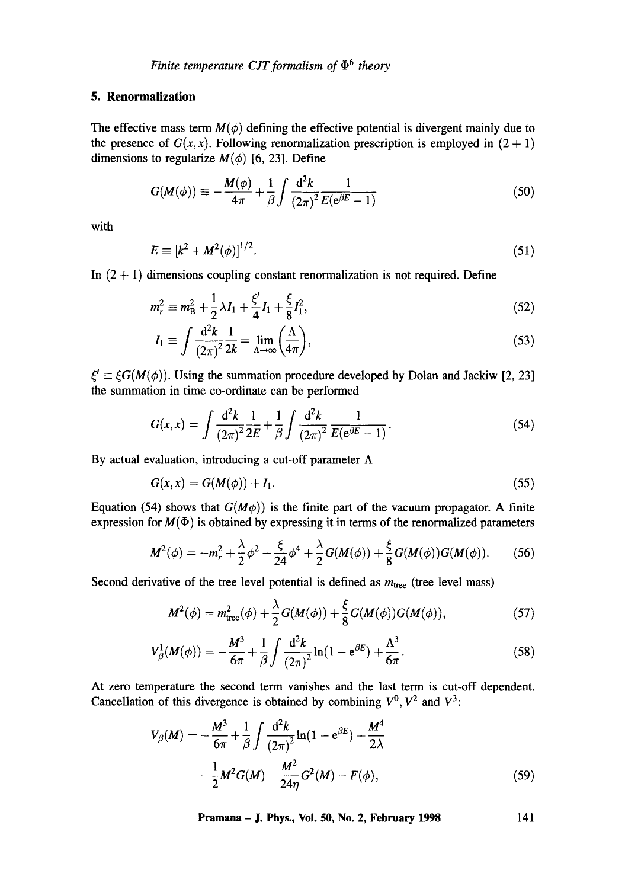## 5. Renormalization

The effective mass term $M(\phi)$ defining the effective potential is divergent mainly due to the presence of $G(x,x)$. Following renormalization prescription is employed in $(2+1)$ dimensions to regularize $M(\phi)$ [6, 23]. Define

$$G(M(\phi)) \equiv -\frac{M(\phi)}{4\pi} + \frac{1}{\beta}\int \frac{\mathrm{d}^2k}{(2\pi)^2} \frac{1}{E(\mathrm{e}^{\beta E}-1)} \tag{50}$$

with

$$E \equiv [k^2 + M^2(\phi)]^{1/2}. \tag{51}$$

In $(2+1)$ dimensions coupling constant renormalization is not required. Define

$$m_r^2 \equiv m_{\mathrm{B}}^2 + \frac{1}{2}\lambda I_1 + \frac{\xi'}{4}I_1 + \frac{\xi}{8}I_1^2, \tag{52}$$

$$I_1 \equiv \int \frac{\mathrm{d}^2k}{(2\pi)^2}\frac{1}{2k} = \lim_{\Lambda\to\infty}\left(\frac{\Lambda}{4\pi}\right), \tag{53}$$

$\xi' \equiv \xi G(M(\phi))$. Using the summation procedure developed by Dolan and Jackiw [2, 23] the summation in time co-ordinate can be performed

$$G(x,x) = \int \frac{\mathrm{d}^2k}{(2\pi)^2}\frac{1}{2E} + \frac{1}{\beta}\int \frac{\mathrm{d}^2k}{(2\pi)^2}\frac{1}{E(\mathrm{e}^{\beta E}-1)}. \tag{54}$$

By actual evaluation, introducing a cut-off parameter $\Lambda$

$$G(x,x) = G(M(\phi)) + I_1. \tag{55}$$

Equation (54) shows that $G(M\phi))$ is the finite part of the vacuum propagator. A finite expression for $M(\Phi)$ is obtained by expressing it in terms of the renormalized parameters

$$M^2(\phi) = -m_r^2 + \frac{\lambda}{2}\phi^2 + \frac{\xi}{24}\phi^4 + \frac{\lambda}{2}G(M(\phi)) + \frac{\xi}{8}G(M(\phi))G(M(\phi)). \tag{56}$$

Second derivative of the tree level potential is defined as $m_{\mathrm{tree}}$ (tree level mass)

$$M^2(\phi) = m_{\mathrm{tree}}^2(\phi) + \frac{\lambda}{2}G(M(\phi)) + \frac{\xi}{8}G(M(\phi))G(M(\phi)), \tag{57}$$

$$V_\beta^1(M(\phi)) = -\frac{M^3}{6\pi} + \frac{1}{\beta}\int \frac{\mathrm{d}^2k}{(2\pi)^2}\ln(1-\mathrm{e}^{\beta E}) + \frac{\Lambda^3}{6\pi}. \tag{58}$$

At zero temperature the second term vanishes and the last term is cut-off dependent. Cancellation of this divergence is obtained by combining $V^0, V^2$ and $V^3$:

$$\begin{aligned} V_\beta(M) = &-\frac{M^3}{6\pi} + \frac{1}{\beta}\int \frac{\mathrm{d}^2k}{(2\pi)^2}\ln(1-\mathrm{e}^{\beta E}) + \frac{M^4}{2\lambda} \\ &-\frac{1}{2}M^2G(M) - \frac{M^2}{24\eta}G^2(M) - F(\phi), \end{aligned} \tag{59}$$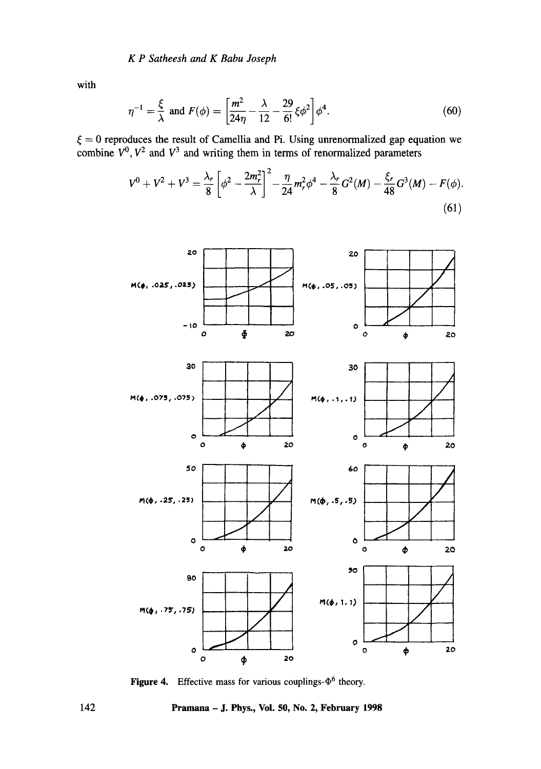with

$$\eta^{-1} = \frac{\xi}{\lambda} \text{ and } F(\phi) = \left[\frac{m^2}{24\eta} - \frac{\lambda}{12} - \frac{29}{6!}\xi\phi^2\right]\phi^4. \tag{60}$$

$\xi = 0$ reproduces the result of Camellia and Pi. Using unrenormalized gap equation we combine $V^0, V^2$ and $V^3$ and writing them in terms of renormalized parameters

$$V^0 + V^2 + V^3 = \frac{\lambda_r}{8}\left[\phi^2 - \frac{2m_r^2}{\lambda}\right]^2 - \frac{\eta}{24}m_r^2\phi^4 - \frac{\lambda_r}{8}G^2(M) - \frac{\xi_r}{48}G^3(M) - F(\phi). \tag{61}$$

**Figure 4.** Effective mass for various couplings-$\Phi^6$ theory.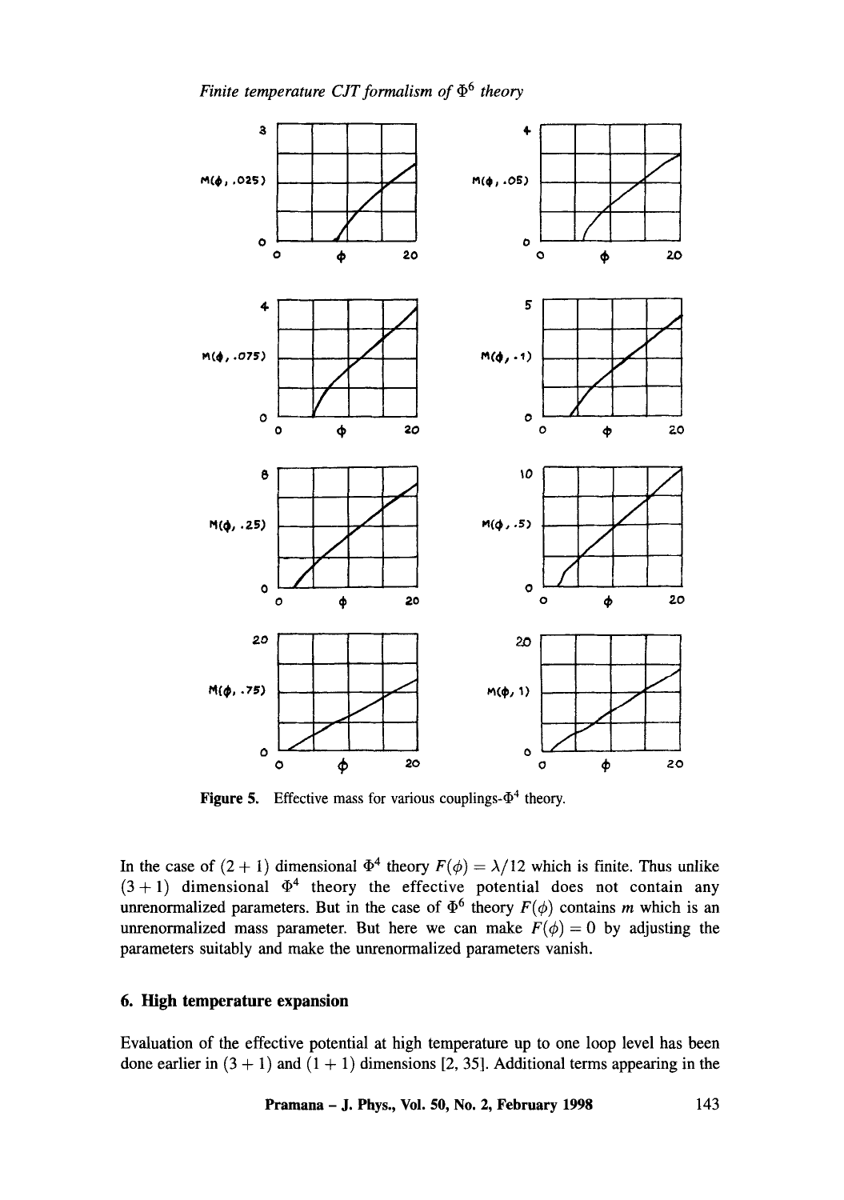Figure 5. Effective mass for various couplings-$\Phi^4$ theory.

In the case of $(2+1)$ dimensional $\Phi^4$ theory $F(\phi) = \lambda/12$ which is finite. Thus unlike $(3+1)$ dimensional $\Phi^4$ theory the effective potential does not contain any unrenormalized parameters. But in the case of $\Phi^6$ theory $F(\phi)$ contains $m$ which is an unrenormalized mass parameter. But here we can make $F(\phi) = 0$ by adjusting the parameters suitably and make the unrenormalized parameters vanish.

## 6. High temperature expansion

Evaluation of the effective potential at high temperature up to one loop level has been done earlier in $(3+1)$ and $(1+1)$ dimensions [2, 35]. Additional terms appearing in the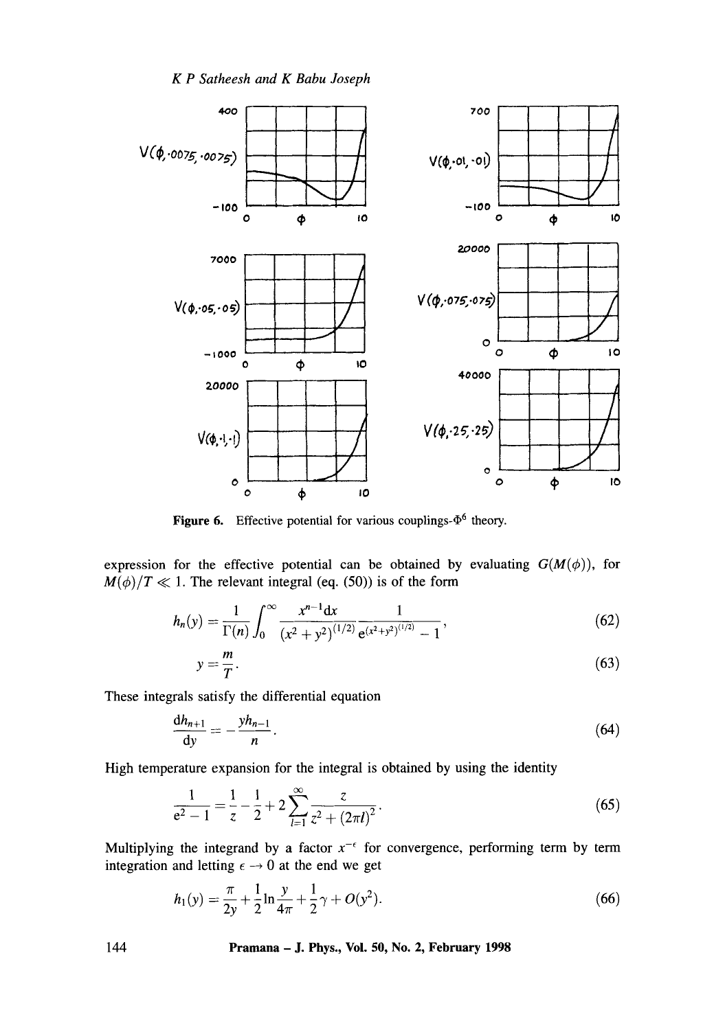**Figure 6.** Effective potential for various couplings-$\Phi^6$ theory.

expression for the effective potential can be obtained by evaluating $G(M(\phi))$, for $M(\phi)/T \ll 1$. The relevant integral (eq. (50)) is of the form

$$h_n(y) = \frac{1}{\Gamma(n)} \int_0^\infty \frac{x^{n-1}\mathrm{d}x}{(x^2+y^2)^{(1/2)}} \frac{1}{\mathrm{e}^{(x^2+y^2)^{(1/2)}} - 1}, \tag{62}$$

$$y = \frac{m}{T}. \tag{63}$$

These integrals satisfy the differential equation

$$\frac{\mathrm{d}h_{n+1}}{\mathrm{d}y} = -\frac{y h_{n-1}}{n}. \tag{64}$$

High temperature expansion for the integral is obtained by using the identity

$$\frac{1}{\mathrm{e}^z - 1} = \frac{1}{z} - \frac{1}{2} + 2\sum_{l=1}^{\infty} \frac{z}{z^2 + (2\pi l)^2}. \tag{65}$$

Multiplying the integrand by a factor $x^{-\epsilon}$ for convergence, performing term by term integration and letting $\epsilon \to 0$ at the end we get

$$h_1(y) = \frac{\pi}{2y} + \frac{1}{2}\ln\frac{y}{4\pi} + \frac{1}{2}\gamma + O(y^2). \tag{66}$$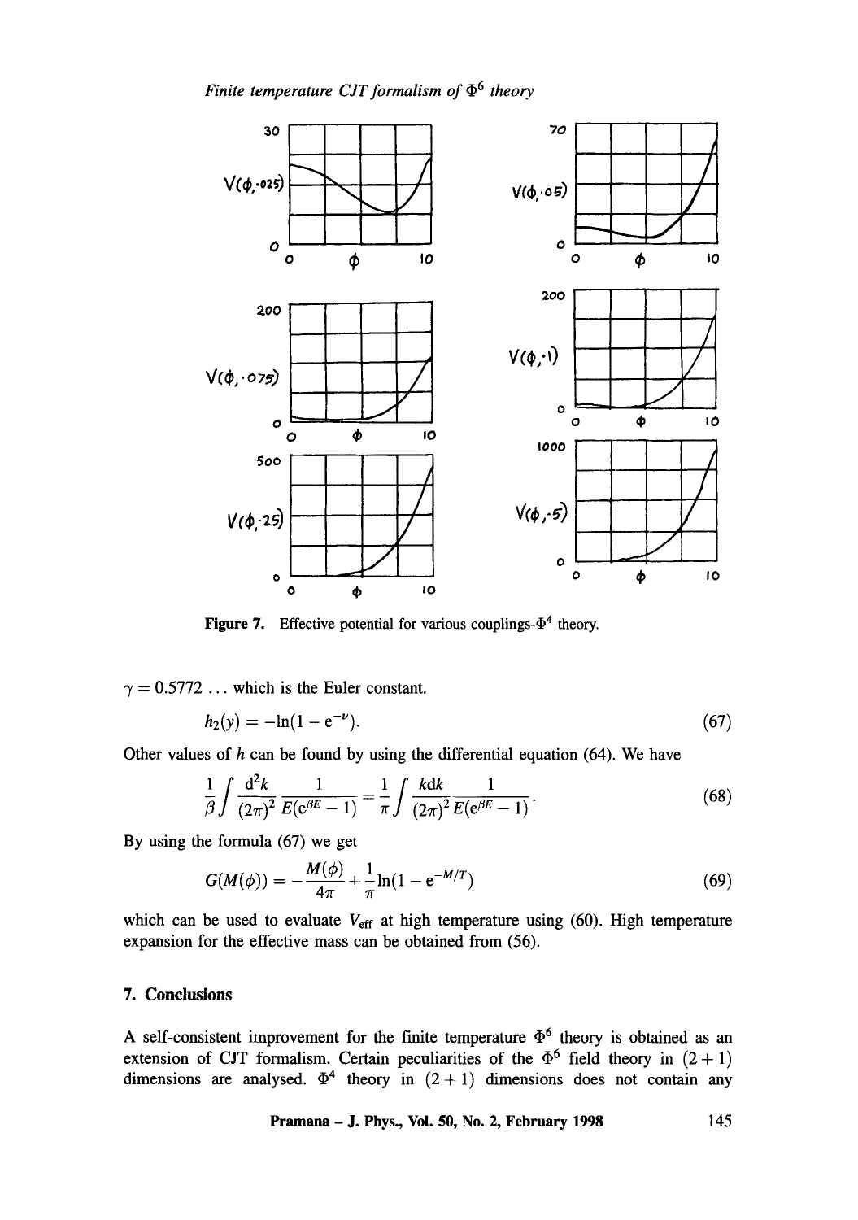**Figure 7.** Effective potential for various couplings-$\Phi^4$ theory.

$\gamma = 0.5772\ldots$ which is the Euler constant.

$$h_2(y) = -\ln(1 - e^{-y}). \tag{67}$$

Other values of $h$ can be found by using the differential equation (64). We have

$$\frac{1}{\beta}\int \frac{d^2k}{(2\pi)^2}\frac{1}{E(e^{\beta E}-1)} = \frac{1}{\pi}\int \frac{k\,dk}{(2\pi)^2}\frac{1}{E(e^{\beta E}-1)}. \tag{68}$$

By using the formula (67) we get

$$G(M(\phi)) = -\frac{M(\phi)}{4\pi} + \frac{1}{\pi}\ln(1 - e^{-M/T}) \tag{69}$$

which can be used to evaluate $V_{\rm eff}$ at high temperature using (60). High temperature expansion for the effective mass can be obtained from (56).

## 7. Conclusions

A self-consistent improvement for the finite temperature $\Phi^6$ theory is obtained as an extension of CJT formalism. Certain peculiarities of the $\Phi^6$ field theory in $(2+1)$ dimensions are analysed. $\Phi^4$ theory in $(2+1)$ dimensions does not contain any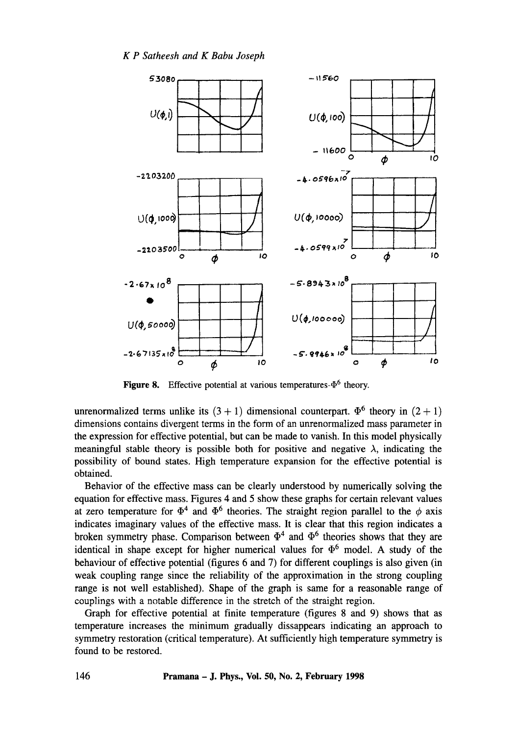Figure 8. Effective potential at various temperatures-$\Phi^6$ theory.

unrenormalized terms unlike its $(3+1)$ dimensional counterpart. $\Phi^6$ theory in $(2+1)$ dimensions contains divergent terms in the form of an unrenormalized mass parameter in the expression for effective potential, but can be made to vanish. In this model physically meaningful stable theory is possible both for positive and negative $\lambda$, indicating the possibility of bound states. High temperature expansion for the effective potential is obtained.

Behavior of the effective mass can be clearly understood by numerically solving the equation for effective mass. Figures 4 and 5 show these graphs for certain relevant values at zero temperature for $\Phi^4$ and $\Phi^6$ theories. The straight region parallel to the $\phi$ axis indicates imaginary values of the effective mass. It is clear that this region indicates a broken symmetry phase. Comparison between $\Phi^4$ and $\Phi^6$ theories shows that they are identical in shape except for higher numerical values for $\Phi^6$ model. A study of the behaviour of effective potential (figures 6 and 7) for different couplings is also given (in weak coupling range since the reliability of the approximation in the strong coupling range is not well established). Shape of the graph is same for a reasonable range of couplings with a notable difference in the stretch of the straight region.

Graph for effective potential at finite temperature (figures 8 and 9) shows that as temperature increases the minimum gradually dissappears indicating an approach to symmetry restoration (critical temperature). At sufficiently high temperature symmetry is found to be restored.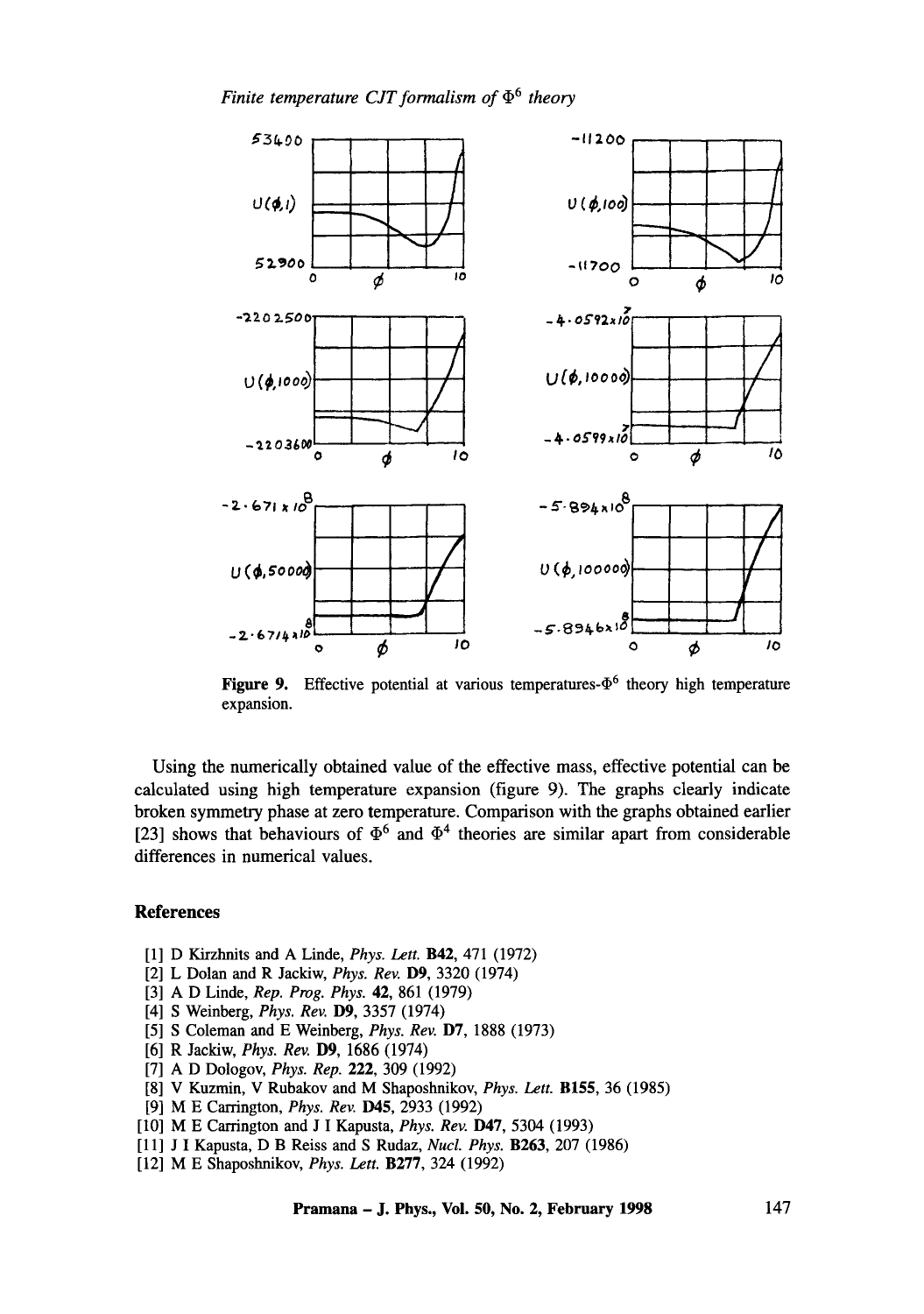**Figure 9.** Effective potential at various temperatures-$\Phi^6$ theory high temperature expansion.

Using the numerically obtained value of the effective mass, effective potential can be calculated using high temperature expansion (figure 9). The graphs clearly indicate broken symmetry phase at zero temperature. Comparison with the graphs obtained earlier [23] shows that behaviours of $\Phi^6$ and $\Phi^4$ theories are similar apart from considerable differences in numerical values.

## References

[1] D Kirzhnits and A Linde, *Phys. Lett.* **B42**, 471 (1972)
[2] L Dolan and R Jackiw, *Phys. Rev.* **D9**, 3320 (1974)
[3] A D Linde, *Rep. Prog. Phys.* **42**, 861 (1979)
[4] S Weinberg, *Phys. Rev.* **D9**, 3357 (1974)
[5] S Coleman and E Weinberg, *Phys. Rev.* **D7**, 1888 (1973)
[6] R Jackiw, *Phys. Rev.* **D9**, 1686 (1974)
[7] A D Dologov, *Phys. Rep.* **222**, 309 (1992)
[8] V Kuzmin, V Rubakov and M Shaposhnikov, *Phys. Lett.* **B155**, 36 (1985)
[9] M E Carrington, *Phys. Rev.* **D45**, 2933 (1992)
[10] M E Carrington and J I Kapusta, *Phys. Rev.* **D47**, 5304 (1993)
[11] J I Kapusta, D B Reiss and S Rudaz, *Nucl. Phys.* **B263**, 207 (1986)
[12] M E Shaposhnikov, *Phys. Lett.* **B277**, 324 (1992)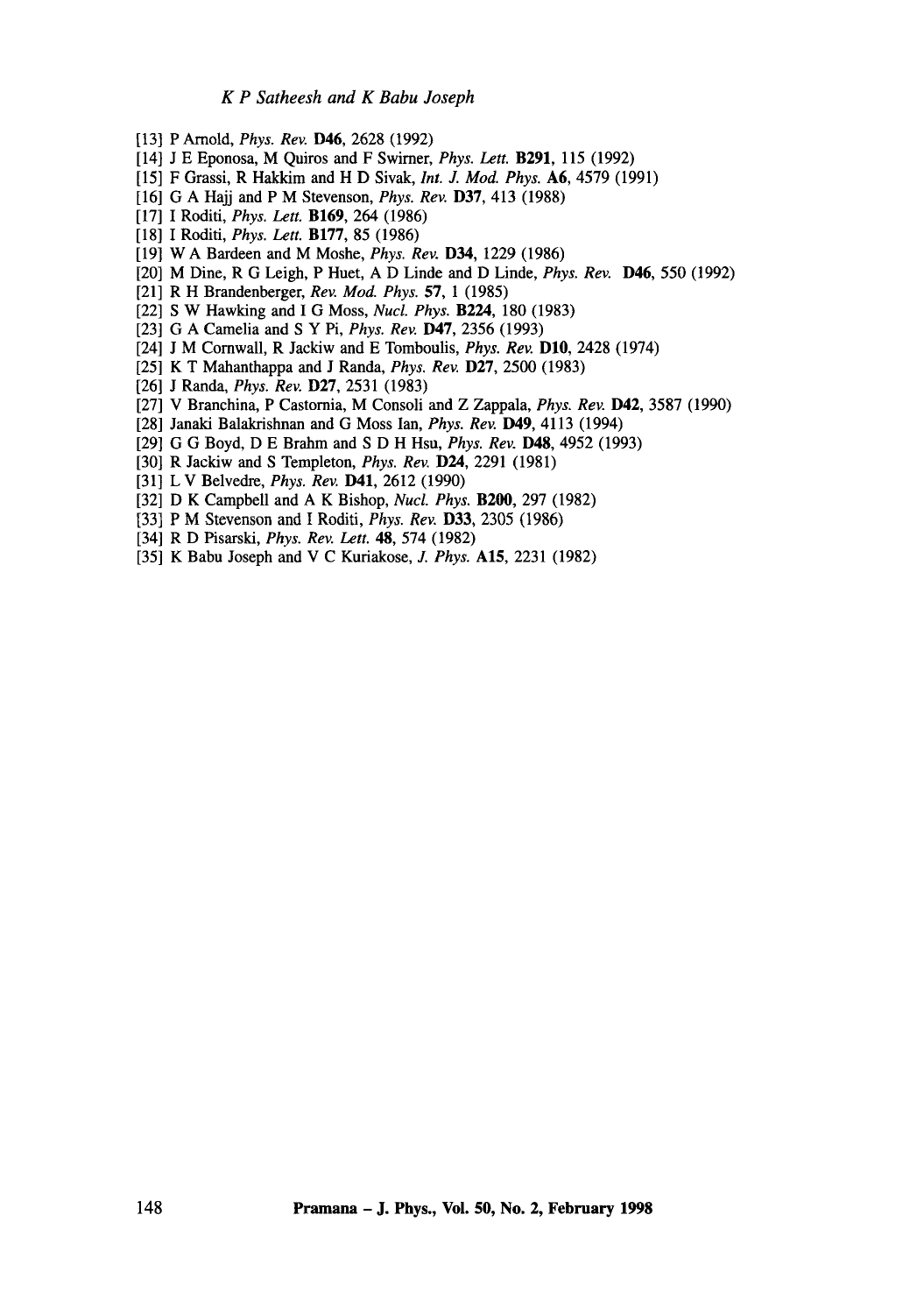[13] P Arnold, *Phys. Rev.* **D46**, 2628 (1992)

[14] J E Eponosa, M Quiros and F Swirner, *Phys. Lett.* **B291**, 115 (1992)

[15] F Grassi, R Hakkim and H D Sivak, *Int. J. Mod. Phys.* **A6**, 4579 (1991)

[16] G A Hajj and P M Stevenson, *Phys. Rev.* **D37**, 413 (1988)

[17] I Roditi, *Phys. Lett.* **B169**, 264 (1986)

[18] I Roditi, *Phys. Lett.* **B177**, 85 (1986)

[19] W A Bardeen and M Moshe, *Phys. Rev.* **D34**, 1229 (1986)

[20] M Dine, R G Leigh, P Huet, A D Linde and D Linde, *Phys. Rev.* **D46**, 550 (1992)

[21] R H Brandenberger, *Rev. Mod. Phys.* **57**, 1 (1985)

[22] S W Hawking and I G Moss, *Nucl. Phys.* **B224**, 180 (1983)

[23] G A Camelia and S Y Pi, *Phys. Rev.* **D47**, 2356 (1993)

[24] J M Cornwall, R Jackiw and E Tomboulis, *Phys. Rev.* **D10**, 2428 (1974)

[25] K T Mahanthappa and J Randa, *Phys. Rev.* **D27**, 2500 (1983)

[26] J Randa, *Phys. Rev.* **D27**, 2531 (1983)

[27] V Branchina, P Castornia, M Consoli and Z Zappala, *Phys. Rev.* **D42**, 3587 (1990)

[28] Janaki Balakrishnan and G Moss Ian, *Phys. Rev.* **D49**, 4113 (1994)

[29] G G Boyd, D E Brahm and S D H Hsu, *Phys. Rev.* **D48**, 4952 (1993)

[30] R Jackiw and S Templeton, *Phys. Rev.* **D24**, 2291 (1981)

[31] L V Belvedre, *Phys. Rev.* **D41**, 2612 (1990)

[32] D K Campbell and A K Bishop, *Nucl. Phys.* **B200**, 297 (1982)

[33] P M Stevenson and I Roditi, *Phys. Rev.* **D33**, 2305 (1986)

[34] R D Pisarski, *Phys. Rev. Lett.* **48**, 574 (1982)

[35] K Babu Joseph and V C Kuriakose, *J. Phys.* **A15**, 2231 (1982)